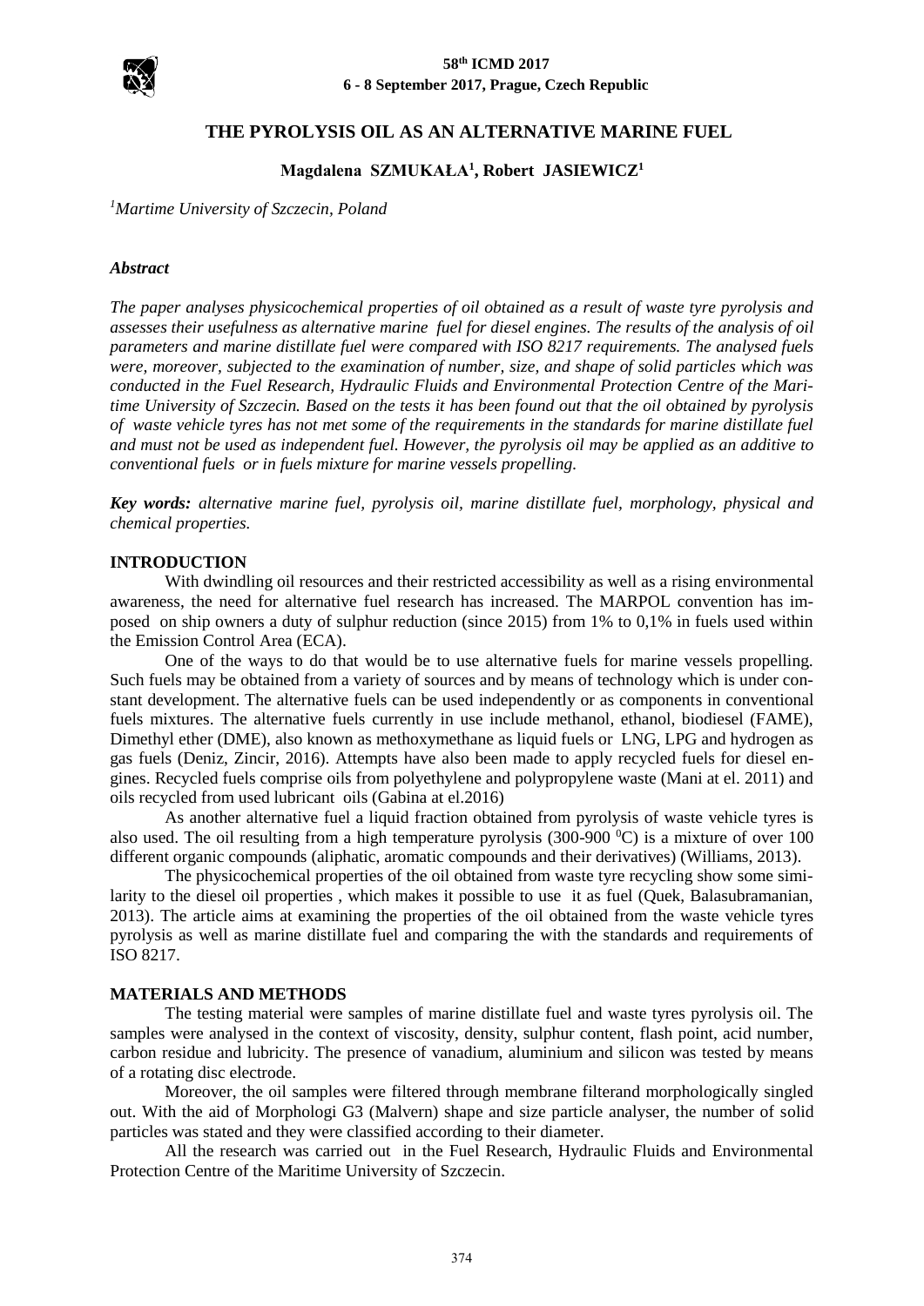# THE PYROLYSIS OIL AS AN ALTERNATIVE MARINE FUEL

**Magdalena SZMUKAŁA[1], Robert JASIEWICZ[1]**

*[1]Martime University of Szczecin, Poland*

### *Abstract*

*The paper analyses physicochemical properties of oil obtained as a result of waste tyre pyrolysis and assesses their usefulness as alternative marine fuel for diesel engines. The results of the analysis of oil parameters and marine distillate fuel were compared with ISO 8217 requirements. The analysed fuels were, moreover, subjected to the examination of number, size, and shape of solid particles which was conducted in the Fuel Research, Hydraulic Fluids and Environmental Protection Centre of the Maritime University of Szczecin. Based on the tests it has been found out that the oil obtained by pyrolysis of waste vehicle tyres has not met some of the requirements in the standards for marine distillate fuel and must not be used as independent fuel. However, the pyrolysis oil may be applied as an additive to conventional fuels or in fuels mixture for marine vessels propelling.*

***Key words:*** *alternative marine fuel, pyrolysis oil, marine distillate fuel, morphology, physical and chemical properties.*

## INTRODUCTION

With dwindling oil resources and their restricted accessibility as well as a rising environmental awareness, the need for alternative fuel research has increased. The MARPOL convention has imposed on ship owners a duty of sulphur reduction (since 2015) from 1% to 0,1% in fuels used within the Emission Control Area (ECA).

One of the ways to do that would be to use alternative fuels for marine vessels propelling. Such fuels may be obtained from a variety of sources and by means of technology which is under constant development. The alternative fuels can be used independently or as components in conventional fuels mixtures. The alternative fuels currently in use include methanol, ethanol, biodiesel (FAME), Dimethyl ether (DME), also known as methoxymethane as liquid fuels or LNG, LPG and hydrogen as gas fuels (Deniz, Zincir, 2016). Attempts have also been made to apply recycled fuels for diesel engines. Recycled fuels comprise oils from polyethylene and polypropylene waste (Mani at el. 2011) and oils recycled from used lubricant oils (Gabina at el.2016)

As another alternative fuel a liquid fraction obtained from pyrolysis of waste vehicle tyres is also used. The oil resulting from a high temperature pyrolysis (300-900 $^0$C) is a mixture of over 100 different organic compounds (aliphatic, aromatic compounds and their derivatives) (Williams, 2013).

The physicochemical properties of the oil obtained from waste tyre recycling show some similarity to the diesel oil properties , which makes it possible to use it as fuel (Quek, Balasubramanian, 2013). The article aims at examining the properties of the oil obtained from the waste vehicle tyres pyrolysis as well as marine distillate fuel and comparing the with the standards and requirements of ISO 8217.

## MATERIALS AND METHODS

The testing material were samples of marine distillate fuel and waste tyres pyrolysis oil. The samples were analysed in the context of viscosity, density, sulphur content, flash point, acid number, carbon residue and lubricity. The presence of vanadium, aluminium and silicon was tested by means of a rotating disc electrode.

Moreover, the oil samples were filtered through membrane filterand morphologically singled out. With the aid of Morphologi G3 (Malvern) shape and size particle analyser, the number of solid particles was stated and they were classified according to their diameter.

All the research was carried out in the Fuel Research, Hydraulic Fluids and Environmental Protection Centre of the Maritime University of Szczecin.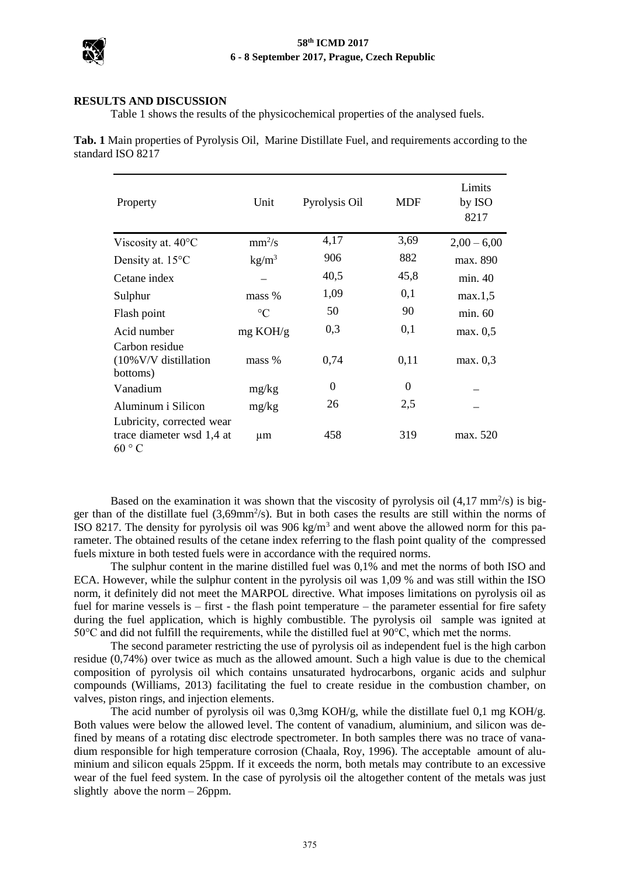## RESULTS AND DISCUSSION

Table 1 shows the results of the physicochemical properties of the analysed fuels.

**Tab. 1** Main properties of Pyrolysis Oil, Marine Distillate Fuel, and requirements according to the standard ISO 8217

| Property | Unit | Pyrolysis Oil | MDF | Limits by ISO 8217 |
|---|---|---|---|---|
| Viscosity at. 40°C | $mm^2/s$ | 4,17 | 3,69 | 2,00 – 6,00 |
| Density at. 15°C | $kg/m^3$ | 906 | 882 | max. 890 |
| Cetane index | – | 40,5 | 45,8 | min. 40 |
| Sulphur | mass % | 1,09 | 0,1 | max.1,5 |
| Flash point | °C | 50 | 90 | min. 60 |
| Acid number | mg KOH/g | 0,3 | 0,1 | max. 0,5 |
| Carbon residue (10%V/V distillation bottoms) | mass % | 0,74 | 0,11 | max. 0,3 |
| Vanadium | mg/kg | 0 | 0 | – |
| Aluminum i Silicon | mg/kg | 26 | 2,5 | – |
| Lubricity, corrected wear trace diameter wsd 1,4 at 60 ° C | μm | 458 | 319 | max. 520 |

Based on the examination it was shown that the viscosity of pyrolysis oil (4,17 $mm^2/s$) is bigger than of the distillate fuel (3,69$mm^2/s$). But in both cases the results are still within the norms of ISO 8217. The density for pyrolysis oil was 906 $kg/m^3$ and went above the allowed norm for this parameter. The obtained results of the cetane index referring to the flash point quality of the compressed fuels mixture in both tested fuels were in accordance with the required norms.

The sulphur content in the marine distilled fuel was 0,1% and met the norms of both ISO and ECA. However, while the sulphur content in the pyrolysis oil was 1,09 % and was still within the ISO norm, it definitely did not meet the MARPOL directive. What imposes limitations on pyrolysis oil as fuel for marine vessels is – first - the flash point temperature – the parameter essential for fire safety during the fuel application, which is highly combustible. The pyrolysis oil sample was ignited at 50°C and did not fulfill the requirements, while the distilled fuel at 90°C, which met the norms.

The second parameter restricting the use of pyrolysis oil as independent fuel is the high carbon residue (0,74%) over twice as much as the allowed amount. Such a high value is due to the chemical composition of pyrolysis oil which contains unsaturated hydrocarbons, organic acids and sulphur compounds (Williams, 2013) facilitating the fuel to create residue in the combustion chamber, on valves, piston rings, and injection elements.

The acid number of pyrolysis oil was 0,3mg KOH/g, while the distillate fuel 0,1 mg KOH/g. Both values were below the allowed level. The content of vanadium, aluminium, and silicon was defined by means of a rotating disc electrode spectrometer. In both samples there was no trace of vanadium responsible for high temperature corrosion (Chaala, Roy, 1996). The acceptable amount of aluminium and silicon equals 25ppm. If it exceeds the norm, both metals may contribute to an excessive wear of the fuel feed system. In the case of pyrolysis oil the altogether content of the metals was just slightly above the norm – 26ppm.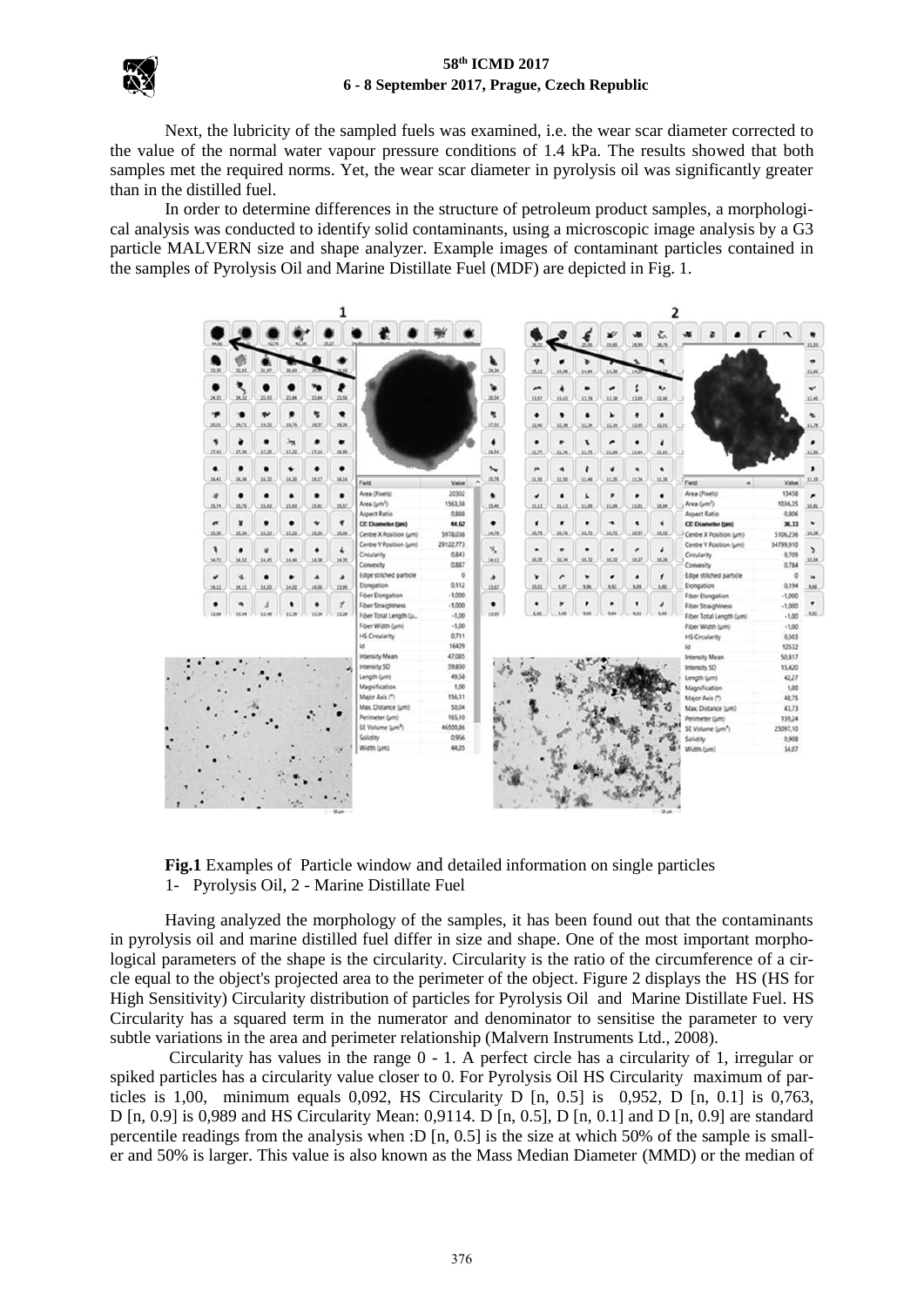Next, the lubricity of the sampled fuels was examined, i.e. the wear scar diameter corrected to the value of the normal water vapour pressure conditions of 1.4 kPa. The results showed that both samples met the required norms. Yet, the wear scar diameter in pyrolysis oil was significantly greater than in the distilled fuel.

In order to determine differences in the structure of petroleum product samples, a morphological analysis was conducted to identify solid contaminants, using a microscopic image analysis by a G3 particle MALVERN size and shape analyzer. Example images of contaminant particles contained in the samples of Pyrolysis Oil and Marine Distillate Fuel (MDF) are depicted in Fig. 1.

**Fig.1** Examples of Particle window and detailed information on single particles
1- Pyrolysis Oil, 2 - Marine Distillate Fuel

Having analyzed the morphology of the samples, it has been found out that the contaminants in pyrolysis oil and marine distilled fuel differ in size and shape. One of the most important morphological parameters of the shape is the circularity. Circularity is the ratio of the circumference of a circle equal to the object's projected area to the perimeter of the object. Figure 2 displays the HS (HS for High Sensitivity) Circularity distribution of particles for Pyrolysis Oil and Marine Distillate Fuel. HS Circularity has a squared term in the numerator and denominator to sensitise the parameter to very subtle variations in the area and perimeter relationship (Malvern Instruments Ltd., 2008).

Circularity has values in the range 0 - 1. A perfect circle has a circularity of 1, irregular or spiked particles has a circularity value closer to 0. For Pyrolysis Oil HS Circularity maximum of particles is 1,00, minimum equals 0,092, HS Circularity D [n, 0.5] is 0,952, D [n, 0.1] is 0,763, D [n, 0.9] is 0,989 and HS Circularity Mean: 0,9114. D [n, 0.5], D [n, 0.1] and D [n, 0.9] are standard percentile readings from the analysis when :D [n, 0.5] is the size at which 50% of the sample is smaller and 50% is larger. This value is also known as the Mass Median Diameter (MMD) or the median of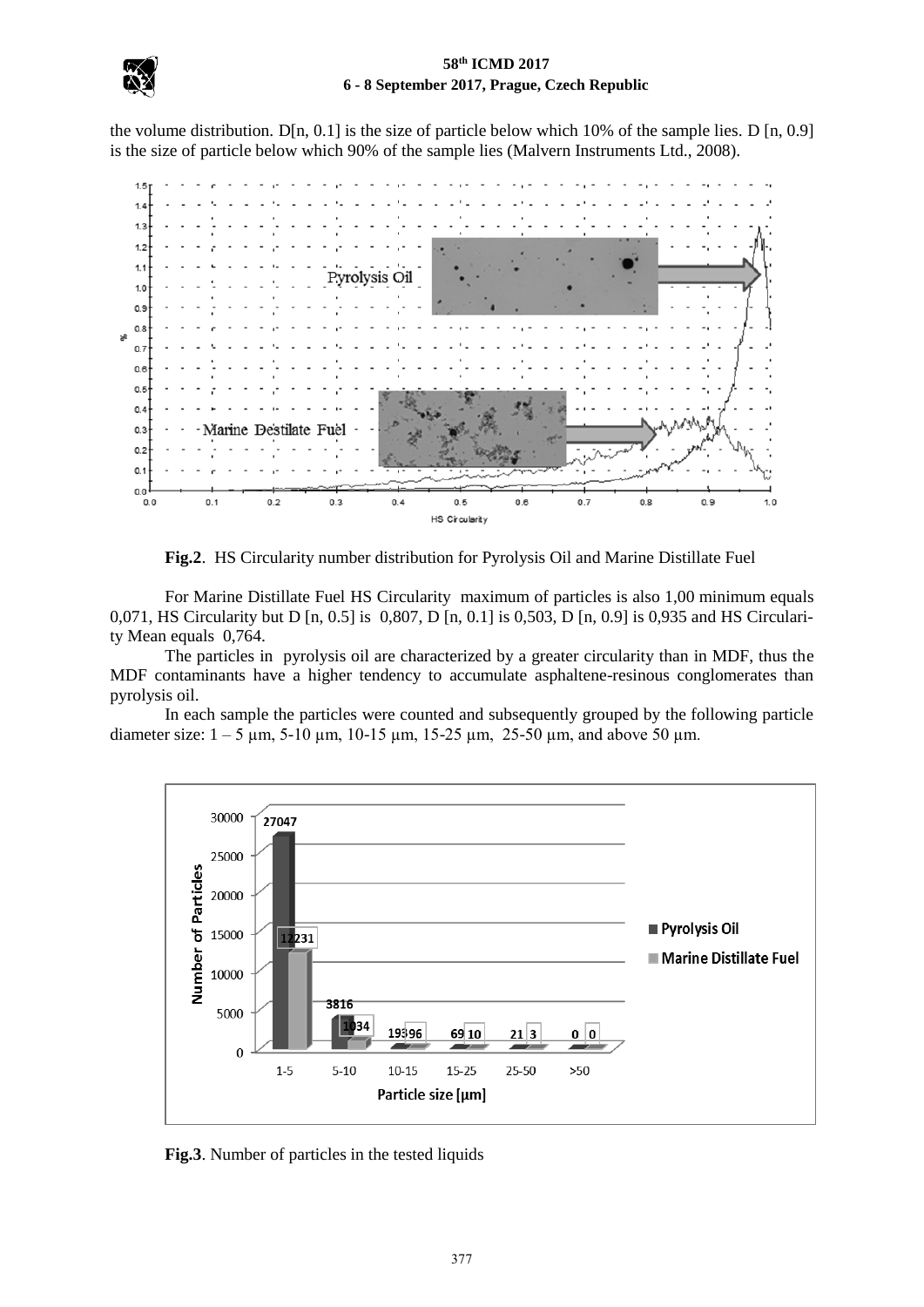the volume distribution. D[n, 0.1] is the size of particle below which 10% of the sample lies. D [n, 0.9] is the size of particle below which 90% of the sample lies (Malvern Instruments Ltd., 2008).

**Fig.2**. HS Circularity number distribution for Pyrolysis Oil and Marine Distillate Fuel

For Marine Distillate Fuel HS Circularity maximum of particles is also 1,00 minimum equals 0,071, HS Circularity but D [n, 0.5] is 0,807, D [n, 0.1] is 0,503, D [n, 0.9] is 0,935 and HS Circularity Mean equals 0,764.

The particles in pyrolysis oil are characterized by a greater circularity than in MDF, thus the MDF contaminants have a higher tendency to accumulate asphaltene-resinous conglomerates than pyrolysis oil.

In each sample the particles were counted and subsequently grouped by the following particle diameter size: 1 – 5 µm, 5-10 µm, 10-15 µm, 15-25 µm, 25-50 µm, and above 50 µm.

**Fig.3**. Number of particles in the tested liquids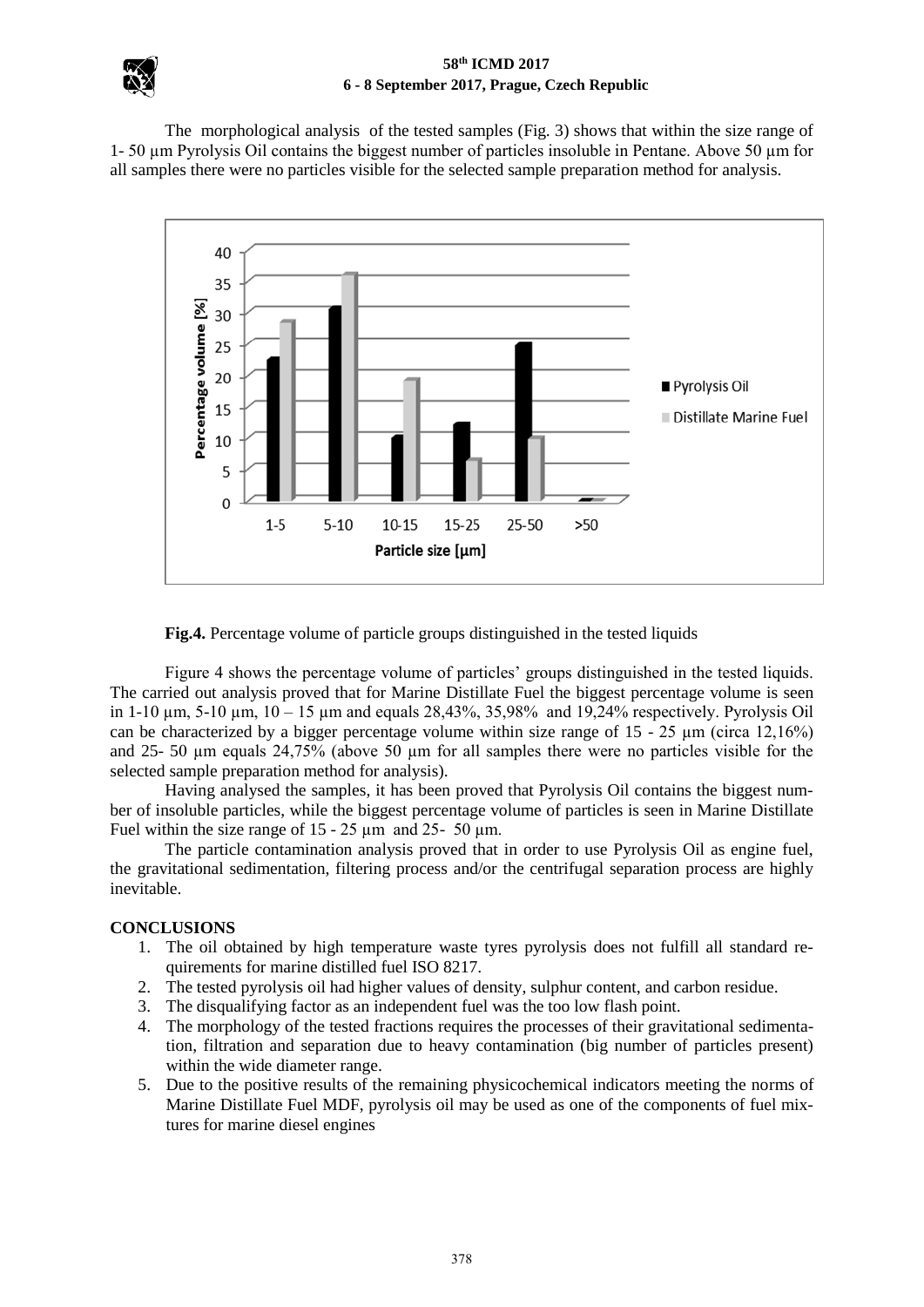The morphological analysis of the tested samples (Fig. 3) shows that within the size range of 1- 50 μm Pyrolysis Oil contains the biggest number of particles insoluble in Pentane. Above 50 μm for all samples there were no particles visible for the selected sample preparation method for analysis.

**Fig.4.** Percentage volume of particle groups distinguished in the tested liquids

Figure 4 shows the percentage volume of particles' groups distinguished in the tested liquids. The carried out analysis proved that for Marine Distillate Fuel the biggest percentage volume is seen in 1-10 μm, 5-10 μm, 10 – 15 μm and equals 28,43%, 35,98% and 19,24% respectively. Pyrolysis Oil can be characterized by a bigger percentage volume within size range of 15 - 25 μm (circa 12,16%) and 25- 50 μm equals 24,75% (above 50 μm for all samples there were no particles visible for the selected sample preparation method for analysis).

Having analysed the samples, it has been proved that Pyrolysis Oil contains the biggest number of insoluble particles, while the biggest percentage volume of particles is seen in Marine Distillate Fuel within the size range of 15 - 25 μm and 25- 50 μm.

The particle contamination analysis proved that in order to use Pyrolysis Oil as engine fuel, the gravitational sedimentation, filtering process and/or the centrifugal separation process are highly inevitable.

## CONCLUSIONS

1. The oil obtained by high temperature waste tyres pyrolysis does not fulfill all standard requirements for marine distilled fuel ISO 8217.
2. The tested pyrolysis oil had higher values of density, sulphur content, and carbon residue.
3. The disqualifying factor as an independent fuel was the too low flash point.
4. The morphology of the tested fractions requires the processes of their gravitational sedimentation, filtration and separation due to heavy contamination (big number of particles present) within the wide diameter range.
5. Due to the positive results of the remaining physicochemical indicators meeting the norms of Marine Distillate Fuel MDF, pyrolysis oil may be used as one of the components of fuel mixtures for marine diesel engines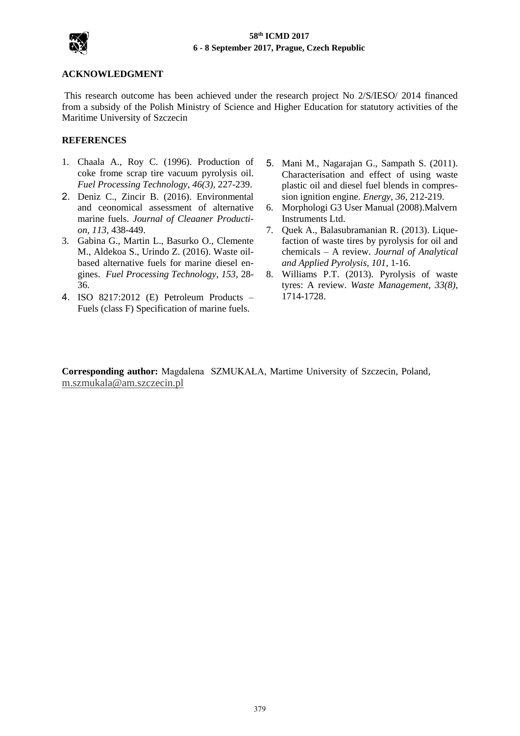## ACKNOWLEDGMENT

This research outcome has been achieved under the research project No 2/S/IESO/ 2014 financed from a subsidy of the Polish Ministry of Science and Higher Education for statutory activities of the Maritime University of Szczecin

## REFERENCES

1. Chaala A., Roy C. (1996). Production of coke frome scrap tire vacuum pyrolysis oil. *Fuel Processing Technology, 46(3)*, 227-239.
2. Deniz C., Zincir B. (2016). Environmental and ceonomical assessment of alternative marine fuels. *Journal of Cleaaner Production*, *113*, 438-449.
3. Gabina G., Martin L., Basurko O., Clemente M., Aldekoa S., Urindo Z. (2016). Waste oil-based alternative fuels for marine diesel engines. *Fuel Processing Technology, 153*, 28-36.
4. ISO 8217:2012 (E) Petroleum Products – Fuels (class F) Specification of marine fuels.
5. Mani M., Nagarajan G., Sampath S. (2011). Characterisation and effect of using waste plastic oil and diesel fuel blends in compression ignition engine. *Energy*, *36*, 212-219.
6. Morphologi G3 User Manual (2008).Malvern Instruments Ltd.
7. Quek A., Balasubramanian R. (2013). Liquefaction of waste tires by pyrolysis for oil and chemicals – A review. *Journal of Analytical and Applied Pyrolysis, 101*, 1-16.
8. Williams P.T. (2013). Pyrolysis of waste tyres: A review. *Waste Management, 33(8)*, 1714-1728.

**Corresponding author:** Magdalena SZMUKAŁA, Martime University of Szczecin, Poland, m.szmukala@am.szczecin.pl